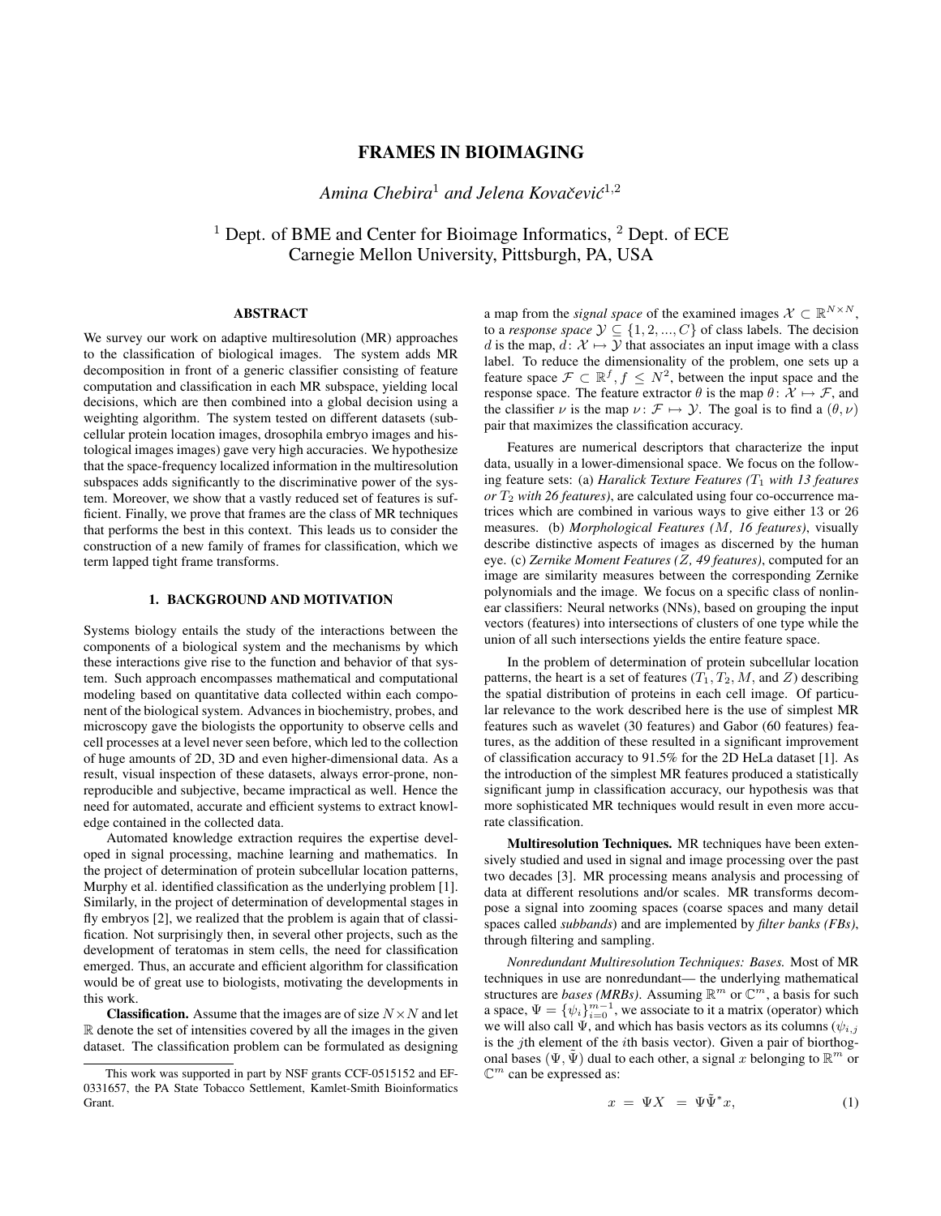# FRAMES IN BIOIMAGING

*Amina Chebira*[1] *and Jelena Kovačević*[1,2]

[1] Dept. of BME and Center for Bioimage Informatics, [2] Dept. of ECE
Carnegie Mellon University, Pittsburgh, PA, USA

## ABSTRACT

We survey our work on adaptive multiresolution (MR) approaches to the classification of biological images. The system adds MR decomposition in front of a generic classifier consisting of feature computation and classification in each MR subspace, yielding local decisions, which are then combined into a global decision using a weighting algorithm. The system tested on different datasets (subcellular protein location images, drosophila embryo images and histological images images) gave very high accuracies. We hypothesize that the space-frequency localized information in the multiresolution subspaces adds significantly to the discriminative power of the system. Moreover, we show that a vastly reduced set of features is sufficient. Finally, we prove that frames are the class of MR techniques that performs the best in this context. This leads us to consider the construction of a new family of frames for classification, which we term lapped tight frame transforms.

## 1. BACKGROUND AND MOTIVATION

Systems biology entails the study of the interactions between the components of a biological system and the mechanisms by which these interactions give rise to the function and behavior of that system. Such approach encompasses mathematical and computational modeling based on quantitative data collected within each component of the biological system. Advances in biochemistry, probes, and microscopy gave the biologists the opportunity to observe cells and cell processes at a level never seen before, which led to the collection of huge amounts of 2D, 3D and even higher-dimensional data. As a result, visual inspection of these datasets, always error-prone, non-reproducible and subjective, became impractical as well. Hence the need for automated, accurate and efficient systems to extract knowledge contained in the collected data.

Automated knowledge extraction requires the expertise developed in signal processing, machine learning and mathematics. In the project of determination of protein subcellular location patterns, Murphy et al. identified classification as the underlying problem [1]. Similarly, in the project of determination of developmental stages in fly embryos [2], we realized that the problem is again that of classification. Not surprisingly then, in several other projects, such as the development of teratomas in stem cells, the need for classification emerged. Thus, an accurate and efficient algorithm for classification would be of great use to biologists, motivating the developments in this work.

**Classification.** Assume that the images are of size $N \times N$ and let $\mathbb{R}$ denote the set of intensities covered by all the images in the given dataset. The classification problem can be formulated as designing a map from the *signal space* of the examined images $\mathcal{X} \subset \mathbb{R}^{N\times N}$, to a *response space* $\mathcal{Y} \subseteq \{1, 2, ..., C\}$ of class labels. The decision $d$ is the map, $d\colon \mathcal{X} \mapsto \mathcal{Y}$ that associates an input image with a class label. To reduce the dimensionality of the problem, one sets up a feature space $\mathcal{F} \subset \mathbb{R}^f, f \leq N^2$, between the input space and the response space. The feature extractor $\theta$ is the map $\theta\colon \mathcal{X} \mapsto \mathcal{F}$, and the classifier $\nu$ is the map $\nu\colon \mathcal{F} \mapsto \mathcal{Y}$. The goal is to find a $(\theta, \nu)$ pair that maximizes the classification accuracy.

Features are numerical descriptors that characterize the input data, usually in a lower-dimensional space. We focus on the following feature sets: (a) *Haralick Texture Features ($T_1$ with 13 features or $T_2$ with 26 features)*, are calculated using four co-occurrence matrices which are combined in various ways to give either 13 or 26 measures. (b) *Morphological Features ($M$, 16 features)*, visually describe distinctive aspects of images as discerned by the human eye. (c) *Zernike Moment Features ($Z$, 49 features)*, computed for an image are similarity measures between the corresponding Zernike polynomials and the image. We focus on a specific class of nonlinear classifiers: Neural networks (NNs), based on grouping the input vectors (features) into intersections of clusters of one type while the union of all such intersections yields the entire feature space.

In the problem of determination of protein subcellular location patterns, the heart is a set of features ($T_1, T_2, M$, and $Z$) describing the spatial distribution of proteins in each cell image. Of particular relevance to the work described here is the use of simplest MR features such as wavelet (30 features) and Gabor (60 features) features, as the addition of these resulted in a significant improvement of classification accuracy to 91.5% for the 2D HeLa dataset [1]. As the introduction of the simplest MR features produced a statistically significant jump in classification accuracy, our hypothesis was that more sophisticated MR techniques would result in even more accurate classification.

**Multiresolution Techniques.** MR techniques have been extensively studied and used in signal and image processing over the past two decades [3]. MR processing means analysis and processing of data at different resolutions and/or scales. MR transforms decompose a signal into zooming spaces (coarse spaces and many detail spaces called *subbands*) and are implemented by *filter banks (FBs)*, through filtering and sampling.

*Nonredundant Multiresolution Techniques: Bases.* Most of MR techniques in use are nonredundant— the underlying mathematical structures are *bases (MRBs)*. Assuming $\mathbb{R}^m$ or $\mathbb{C}^m$, a basis for such a space, $\Psi = \{\psi_i\}_{i=0}^{m-1}$, we associate to it a matrix (operator) which we will also call $\Psi$, and which has basis vectors as its columns ($\psi_{i,j}$ is the $j$th element of the $i$th basis vector). Given a pair of biorthogonal bases $(\Psi, \tilde{\Psi})$ dual to each other, a signal $x$ belonging to $\mathbb{R}^m$ or $\mathbb{C}^m$ can be expressed as:

$$x \;=\; \Psi X \;=\; \Psi \tilde{\Psi}^* x, \tag{1}$$

This work was supported in part by NSF grants CCF-0515152 and EF-0331657, the PA State Tobacco Settlement, Kamlet-Smith Bioinformatics Grant.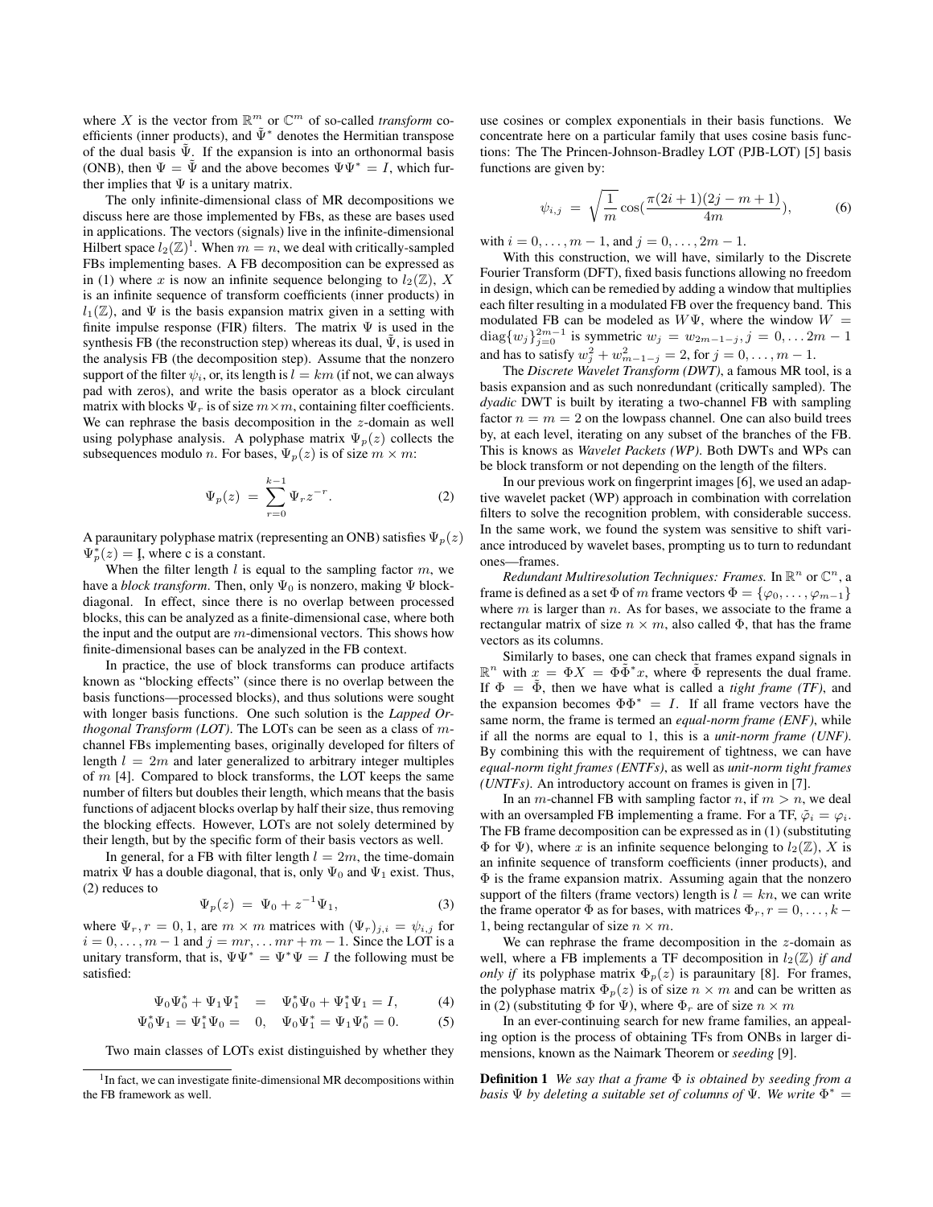where $X$ is the vector from $\mathbb{R}^m$ or $\mathbb{C}^m$ of so-called *transform* coefficients (inner products), and $\tilde{\Psi}^*$ denotes the Hermitian transpose of the dual basis $\tilde{\Psi}$. If the expansion is into an orthonormal basis (ONB), then $\Psi = \tilde{\Psi}$ and the above becomes $\Psi\Psi^* = I$, which further implies that $\Psi$ is a unitary matrix.

The only infinite-dimensional class of MR decompositions we discuss here are those implemented by FBs, as these are bases used in applications. The vectors (signals) live in the infinite-dimensional Hilbert space $l_2(\mathbb{Z})$[1]. When $m = n$, we deal with critically-sampled FBs implementing bases. A FB decomposition can be expressed as in (1) where $x$ is now an infinite sequence belonging to $l_2(\mathbb{Z})$, $X$ is an infinite sequence of transform coefficients (inner products) in $l_1(\mathbb{Z})$, and $\Psi$ is the basis expansion matrix given in a setting with finite impulse response (FIR) filters. The matrix $\Psi$ is used in the synthesis FB (the reconstruction step) whereas its dual, $\tilde{\Psi}$, is used in the analysis FB (the decomposition step). Assume that the nonzero support of the filter $\psi_i$, or, its length is $l = km$ (if not, we can always pad with zeros), and write the basis operator as a block circulant matrix with blocks $\Psi_r$ is of size $m \times m$, containing filter coefficients. We can rephrase the basis decomposition in the $z$-domain as well using polyphase analysis. A polyphase matrix $\Psi_p(z)$ collects the subsequences modulo $n$. For bases, $\Psi_p(z)$ is of size $m \times m$:

$$\Psi_p(z) \; = \; \sum_{r=0}^{k-1} \Psi_r z^{-r}. \tag{2}$$

A paraunitary polyphase matrix (representing an ONB) satisfies $\Psi_p(z)$ $\Psi_p^*(z) = I$, where c is a constant.

When the filter length $l$ is equal to the sampling factor $m$, we have a *block transform*. Then, only $\Psi_0$ is nonzero, making $\Psi$ block-diagonal. In effect, since there is no overlap between processed blocks, this can be analyzed as a finite-dimensional case, where both the input and the output are $m$-dimensional vectors. This shows how finite-dimensional bases can be analyzed in the FB context.

In practice, the use of block transforms can produce artifacts known as "blocking effects" (since there is no overlap between the basis functions—processed blocks), and thus solutions were sought with longer basis functions. One such solution is the *Lapped Orthogonal Transform (LOT)*. The LOTs can be seen as a class of $m$-channel FBs implementing bases, originally developed for filters of length $l = 2m$ and later generalized to arbitrary integer multiples of $m$ [4]. Compared to block transforms, the LOT keeps the same number of filters but doubles their length, which means that the basis functions of adjacent blocks overlap by half their size, thus removing the blocking effects. However, LOTs are not solely determined by their length, but by the specific form of their basis vectors as well.

In general, for a FB with filter length $l = 2m$, the time-domain matrix $\Psi$ has a double diagonal, that is, only $\Psi_0$ and $\Psi_1$ exist. Thus, (2) reduces to

$$\Psi_p(z) \; = \; \Psi_0 + z^{-1}\Psi_1, \tag{3}$$

where $\Psi_r, r = 0, 1$, are $m \times m$ matrices with $(\Psi_r)_{j,i} = \psi_{i,j}$ for $i = 0, \ldots, m-1$ and $j = mr, \ldots mr + m - 1$. Since the LOT is a unitary transform, that is, $\Psi\Psi^* = \Psi^*\Psi = I$ the following must be satisfied:

$$\Psi_0\Psi_0^* + \Psi_1\Psi_1^* \;\; = \;\; \Psi_0^*\Psi_0 + \Psi_1^*\Psi_1 = I, \tag{4}$$

$$\Psi_0^*\Psi_1 = \Psi_1^*\Psi_0 = \;\; 0, \;\;\; \Psi_0\Psi_1^* = \Psi_1\Psi_0^* = 0. \tag{5}$$

Two main classes of LOTs exist distinguished by whether they use cosines or complex exponentials in their basis functions. We concentrate here on a particular family that uses cosine basis functions: The The Princen-Johnson-Bradley LOT (PJB-LOT) [5] basis functions are given by:

$$\psi_{i,j} \; = \; \sqrt{\frac{1}{m}} \cos(\frac{\pi(2i+1)(2j-m+1)}{4m}), \tag{6}$$

with $i = 0, \ldots, m-1$, and $j = 0, \ldots, 2m-1$.

With this construction, we will have, similarly to the Discrete Fourier Transform (DFT), fixed basis functions allowing no freedom in design, which can be remedied by adding a window that multiplies each filter resulting in a modulated FB over the frequency band. This modulated FB can be modeled as $W\Psi$, where the window $W = \text{diag}\{w_j\}_{j=0}^{2m-1}$ is symmetric $w_j = w_{2m-1-j}, j = 0, \ldots 2m-1$ and has to satisfy $w_j^2 + w_{m-1-j}^2 = 2$, for $j = 0, \ldots, m-1$.

The *Discrete Wavelet Transform (DWT)*, a famous MR tool, is a basis expansion and as such nonredundant (critically sampled). The *dyadic* DWT is built by iterating a two-channel FB with sampling factor $n = m = 2$ on the lowpass channel. One can also build trees by, at each level, iterating on any subset of the branches of the FB. This is knows as *Wavelet Packets (WP)*. Both DWTs and WPs can be block transform or not depending on the length of the filters.

In our previous work on fingerprint images [6], we used an adaptive wavelet packet (WP) approach in combination with correlation filters to solve the recognition problem, with considerable success. In the same work, we found the system was sensitive to shift variance introduced by wavelet bases, prompting us to turn to redundant ones—frames.

*Redundant Multiresolution Techniques: Frames.* In $\mathbb{R}^n$ or $\mathbb{C}^n$, a frame is defined as a set $\Phi$ of $m$ frame vectors $\Phi = \{\varphi_0, \ldots, \varphi_{m-1}\}$ where $m$ is larger than $n$. As for bases, we associate to the frame a rectangular matrix of size $n \times m$, also called $\Phi$, that has the frame vectors as its columns.

Similarly to bases, one can check that frames expand signals in $\mathbb{R}^n$ with $x = \Phi X = \Phi\tilde{\Phi}^* x$, where $\tilde{\Phi}$ represents the dual frame. If $\Phi = \tilde{\Phi}$, then we have what is called a *tight frame (TF)*, and the expansion becomes $\Phi\Phi^* = I$. If all frame vectors have the same norm, the frame is termed an *equal-norm frame (ENF)*, while if all the norms are equal to 1, this is a *unit-norm frame (UNF)*. By combining this with the requirement of tightness, we can have *equal-norm tight frames (ENTFs)*, as well as *unit-norm tight frames (UNTFs)*. An introductory account on frames is given in [7].

In an $m$-channel FB with sampling factor $n$, if $m > n$, we deal with an oversampled FB implementing a frame. For a TF, $\tilde{\varphi}_i = \varphi_i$. The FB frame decomposition can be expressed as in (1) (substituting $\Phi$ for $\Psi$), where $x$ is an infinite sequence belonging to $l_2(\mathbb{Z})$, $X$ is an infinite sequence of transform coefficients (inner products), and $\Phi$ is the frame expansion matrix. Assuming again that the nonzero support of the filters (frame vectors) length is $l = kn$, we can write the frame operator $\Phi$ as for bases, with matrices $\Phi_r, r = 0, \ldots, k-1$, being rectangular of size $n \times m$.

We can rephrase the frame decomposition in the $z$-domain as well, where a FB implements a TF decomposition in $l_2(\mathbb{Z})$ *if and only if* its polyphase matrix $\Phi_p(z)$ is paraunitary [8]. For frames, the polyphase matrix $\Phi_p(z)$ is of size $n \times m$ and can be written as in (2) (substituting $\Phi$ for $\Psi$), where $\Phi_r$ are of size $n \times m$

In an ever-continuing search for new frame families, an appealing option is the process of obtaining TFs from ONBs in larger dimensions, known as the Naimark Theorem or *seeding* [9].

**Definition 1** *We say that a frame $\Phi$ is obtained by seeding from a basis $\Psi$ by deleting a suitable set of columns of $\Psi$. We write $\Phi^* =$*

[1] In fact, we can investigate finite-dimensional MR decompositions within the FB framework as well.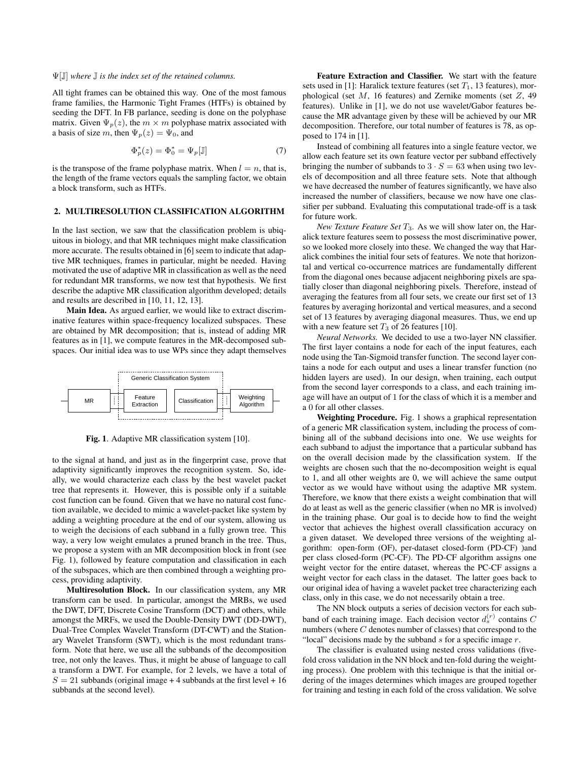$\Psi[\mathbb{J}]$ *where* $\mathbb{J}$ *is the index set of the retained columns.*

All tight frames can be obtained this way. One of the most famous frame families, the Harmonic Tight Frames (HTFs) is obtained by seeding the DFT. In FB parlance, seeding is done on the polyphase matrix. Given $\Psi_p(z)$, the $m \times m$ polyphase matrix associated with a basis of size $m$, then $\Psi_p(z) = \Psi_0$, and

$$\Phi_p^*(z) = \Phi_0^* = \Psi_p[\mathbb{J}] \tag{7}$$

is the transpose of the frame polyphase matrix. When $l = n$, that is, the length of the frame vectors equals the sampling factor, we obtain a block transform, such as HTFs.

## 2. MULTIRESOLUTION CLASSIFICATION ALGORITHM

In the last section, we saw that the classification problem is ubiquitous in biology, and that MR techniques might make classification more accurate. The results obtained in [6] seem to indicate that adaptive MR techniques, frames in particular, might be needed. Having motivated the use of adaptive MR in classification as well as the need for redundant MR transforms, we now test that hypothesis. We first describe the adaptive MR classification algorithm developed; details and results are described in [10, 11, 12, 13].

**Main Idea.** As argued earlier, we would like to extract discriminative features within space-frequency localized subspaces. These are obtained by MR decomposition; that is, instead of adding MR features as in [1], we compute features in the MR-decomposed subspaces. Our initial idea was to use WPs since they adapt themselves to the signal at hand, and just as in the fingerprint case, prove that adaptivity significantly improves the recognition system. So, ideally, we would characterize each class by the best wavelet packet tree that represents it. However, this is possible only if a suitable cost function can be found. Given that we have no natural cost function available, we decided to mimic a wavelet-packet like system by adding a weighting procedure at the end of our system, allowing us to weigh the decisions of each subband in a fully grown tree. This way, a very low weight emulates a pruned branch in the tree. Thus, we propose a system with an MR decomposition block in front (see Fig. 1), followed by feature computation and classification in each of the subspaces, which are then combined through a weighting process, providing adaptivity.

Generic Classification System

MR | Feature Extraction | Classification | Weighting Algorithm

**Fig. 1**. Adaptive MR classification system [10].

**Multiresolution Block.** In our classification system, any MR transform can be used. In particular, amongst the MRBs, we used the DWT, DFT, Discrete Cosine Transform (DCT) and others, while amongst the MRFs, we used the Double-Density DWT (DD-DWT), Dual-Tree Complex Wavelet Transform (DT-CWT) and the Stationary Wavelet Transform (SWT), which is the most redundant transform. Note that here, we use all the subbands of the decomposition tree, not only the leaves. Thus, it might be abuse of language to call a transform a DWT. For example, for 2 levels, we have a total of $S = 21$ subbands (original image + 4 subbands at the first level + 16 subbands at the second level).

**Feature Extraction and Classifier.** We start with the feature sets used in [1]: Haralick texture features (set $T_1$, 13 features), morphological (set $M$, 16 features) and Zernike moments (set $Z$, 49 features). Unlike in [1], we do not use wavelet/Gabor features because the MR advantage given by these will be achieved by our MR decomposition. Therefore, our total number of features is 78, as opposed to 174 in [1].

Instead of combining all features into a single feature vector, we allow each feature set its own feature vector per subband effectively bringing the number of subbands to $3 \cdot S = 63$ when using two levels of decomposition and all three feature sets. Note that although we have decreased the number of features significantly, we have also increased the number of classifiers, because we now have one classifier per subband. Evaluating this computational trade-off is a task for future work.

*New Texture Feature Set* $T_3$. As we will show later on, the Haralick texture features seem to possess the most discriminative power, so we looked more closely into these. We changed the way that Haralick combines the initial four sets of features. We note that horizontal and vertical co-occurrence matrices are fundamentally different from the diagonal ones because adjacent neighboring pixels are spatially closer than diagonal neighboring pixels. Therefore, instead of averaging the features from all four sets, we create our first set of 13 features by averaging horizontal and vertical measures, and a second set of 13 features by averaging diagonal measures. Thus, we end up with a new feature set $T_3$ of 26 features [10].

*Neural Networks.* We decided to use a two-layer NN classifier. The first layer contains a node for each of the input features, each node using the Tan-Sigmoid transfer function. The second layer contains a node for each output and uses a linear transfer function (no hidden layers are used). In our design, when training, each output from the second layer corresponds to a class, and each training image will have an output of 1 for the class of which it is a member and a 0 for all other classes.

**Weighting Procedure.** Fig. 1 shows a graphical representation of a generic MR classification system, including the process of combining all of the subband decisions into one. We use weights for each subband to adjust the importance that a particular subband has on the overall decision made by the classification system. If the weights are chosen such that the no-decomposition weight is equal to 1, and all other weights are 0, we will achieve the same output vector as we would have without using the adaptive MR system. Therefore, we know that there exists a weight combination that will do at least as well as the generic classifier (when no MR is involved) in the training phase. Our goal is to decide how to find the weight vector that achieves the highest overall classification accuracy on a given dataset. We developed three versions of the weighting algorithm: open-form (OF), per-dataset closed-form (PD-CF) )and per class closed-form (PC-CF). The PD-CF algorithm assigns one weight vector for the entire dataset, whereas the PC-CF assigns a weight vector for each class in the dataset. The latter goes back to our original idea of having a wavelet packet tree characterizing each class, only in this case, we do not necessarily obtain a tree.

The NN block outputs a series of decision vectors for each subband of each training image. Each decision vector $d_s^{(r)}$ contains $C$ numbers (where $C$ denotes number of classes) that correspond to the "local" decisions made by the subband $s$ for a specific image $r$.

The classifier is evaluated using nested cross validations (five-fold cross validation in the NN block and ten-fold during the weighting process). One problem with this technique is that the initial ordering of the images determines which images are grouped together for training and testing in each fold of the cross validation. We solve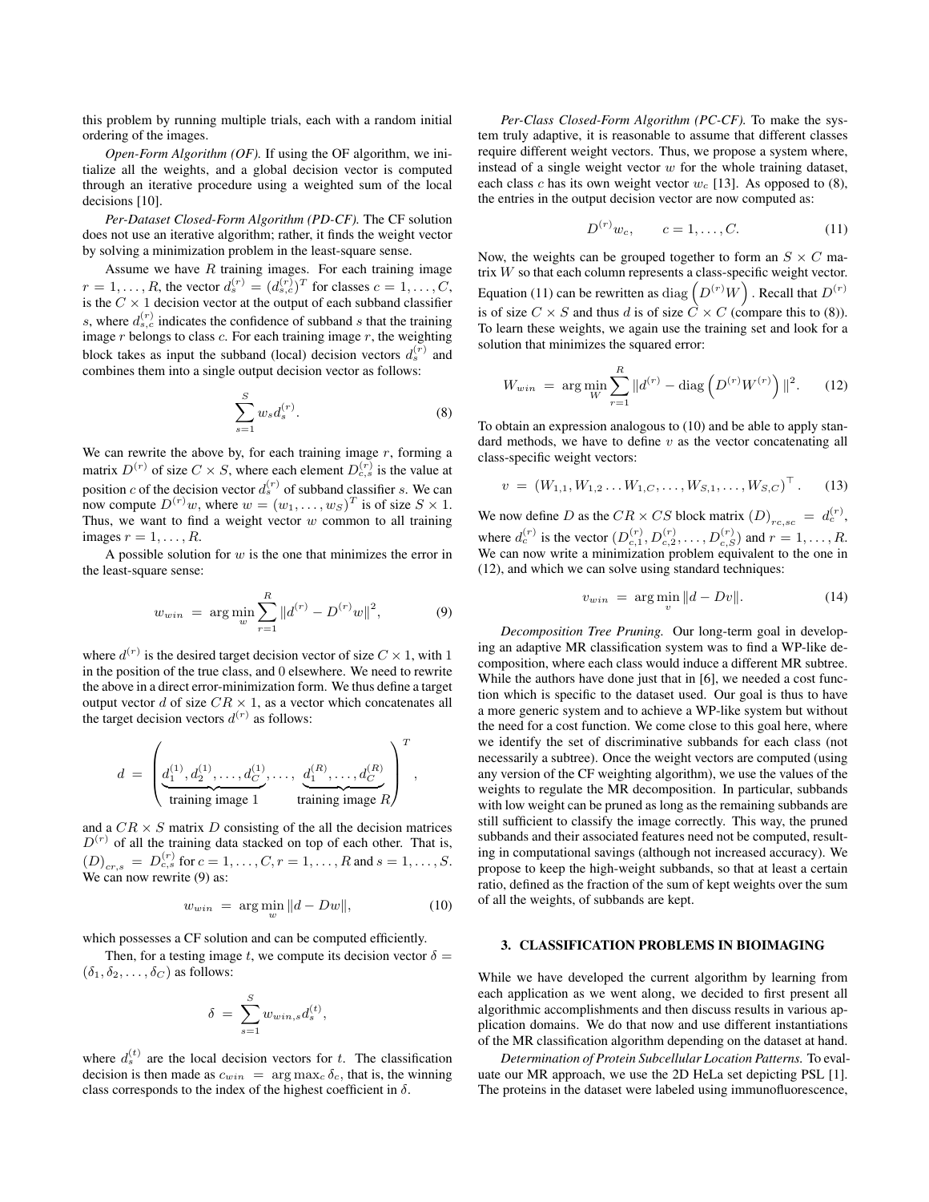this problem by running multiple trials, each with a random initial ordering of the images.

*Open-Form Algorithm (OF).* If using the OF algorithm, we initialize all the weights, and a global decision vector is computed through an iterative procedure using a weighted sum of the local decisions [10].

*Per-Dataset Closed-Form Algorithm (PD-CF).* The CF solution does not use an iterative algorithm; rather, it finds the weight vector by solving a minimization problem in the least-square sense.

Assume we have $R$ training images. For each training image $r = 1, \ldots, R$, the vector $d_s^{(r)} = (d_{s,c}^{(r)})^T$ for classes $c = 1, \ldots, C$, is the $C \times 1$ decision vector at the output of each subband classifier $s$, where $d_{s,c}^{(r)}$ indicates the confidence of subband $s$ that the training image $r$ belongs to class $c$. For each training image $r$, the weighting block takes as input the subband (local) decision vectors $d_s^{(r)}$ and combines them into a single output decision vector as follows:

$$\sum_{s=1}^{S} w_s d_s^{(r)}. \tag{8}$$

We can rewrite the above by, for each training image $r$, forming a matrix $D^{(r)}$ of size $C \times S$, where each element $D_{c,s}^{(r)}$ is the value at position $c$ of the decision vector $d_s^{(r)}$ of subband classifier $s$. We can now compute $D^{(r)}w$, where $w = (w_1, \ldots, w_S)^T$ is of size $S \times 1$. Thus, we want to find a weight vector $w$ common to all training images $r = 1, \ldots, R$.

A possible solution for $w$ is the one that minimizes the error in the least-square sense:

$$w_{win} \ = \ \arg\min_{w} \sum_{r=1}^{R} \|d^{(r)} - D^{(r)}w\|^2, \tag{9}$$

where $d^{(r)}$ is the desired target decision vector of size $C \times 1$, with 1 in the position of the true class, and 0 elsewhere. We need to rewrite the above in a direct error-minimization form. We thus define a target output vector $d$ of size $CR \times 1$, as a vector which concatenates all the target decision vectors $d^{(r)}$ as follows:

$$d \ = \ \Bigg( \underbrace{d_1^{(1)}, d_2^{(1)}, \ldots, d_C^{(1)}}_{\text{training image 1}}, \ldots, \ \underbrace{d_1^{(R)}, \ldots, d_C^{(R)}}_{\text{training image } R} \Bigg)^T,$$

and a $CR \times S$ matrix $D$ consisting of the all the decision matrices $D^{(r)}$ of all the training data stacked on top of each other. That is, $(D)_{cr,s} \ = \ D_{c,s}^{(r)}$ for $c = 1, \ldots, C, r = 1, \ldots, R$ and $s = 1, \ldots, S$. We can now rewrite (9) as:

$$w_{win} \ = \ \arg\min_{w} \|d - Dw\|, \tag{10}$$

which possesses a CF solution and can be computed efficiently.

Then, for a testing image $t$, we compute its decision vector $\delta = (\delta_1, \delta_2, \ldots, \delta_C)$ as follows:

$$\delta \ = \ \sum_{s=1}^{S} w_{win,s} d_s^{(t)},$$

where $d_s^{(t)}$ are the local decision vectors for $t$. The classification decision is then made as $c_{win} \ = \ \arg\max_c \delta_c$, that is, the winning class corresponds to the index of the highest coefficient in $\delta$.

*Per-Class Closed-Form Algorithm (PC-CF).* To make the system truly adaptive, it is reasonable to assume that different classes require different weight vectors. Thus, we propose a system where, instead of a single weight vector $w$ for the whole training dataset, each class $c$ has its own weight vector $w_c$ [13]. As opposed to (8), the entries in the output decision vector are now computed as:

$$D^{(r)}w_c, \qquad c = 1, \ldots, C. \tag{11}$$

Now, the weights can be grouped together to form an $S \times C$ matrix $W$ so that each column represents a class-specific weight vector. Equation (11) can be rewritten as $\mathrm{diag}\left(D^{(r)}W\right)$. Recall that $D^{(r)}$ is of size $C \times S$ and thus $d$ is of size $C \times C$ (compare this to (8)). To learn these weights, we again use the training set and look for a solution that minimizes the squared error:

$$W_{win} \ = \ \arg\min_{W} \sum_{r=1}^{R} \|d^{(r)} - \mathrm{diag}\left(D^{(r)}W^{(r)}\right)\|^2. \tag{12}$$

To obtain an expression analogous to (10) and be able to apply standard methods, we have to define $v$ as the vector concatenating all class-specific weight vectors:

$$v \ = \ (W_{1,1}, W_{1,2} \ldots W_{1,C}, \ldots, W_{S,1}, \ldots, W_{S,C})^\top. \tag{13}$$

We now define $D$ as the $CR \times CS$ block matrix $(D)_{rc,sc} \ = \ d_c^{(r)}$, where $d_c^{(r)}$ is the vector $(D_{c,1}^{(r)}, D_{c,2}^{(r)}, \ldots, D_{c,S}^{(r)})$ and $r = 1, \ldots, R$. We can now write a minimization problem equivalent to the one in (12), and which we can solve using standard techniques:

$$v_{win} \ = \ \arg\min_{v} \|d - Dv\|. \tag{14}$$

*Decomposition Tree Pruning.* Our long-term goal in developing an adaptive MR classification system was to find a WP-like decomposition, where each class would induce a different MR subtree. While the authors have done just that in [6], we needed a cost function which is specific to the dataset used. Our goal is thus to have a more generic system and to achieve a WP-like system but without the need for a cost function. We come close to this goal here, where we identify the set of discriminative subbands for each class (not necessarily a subtree). Once the weight vectors are computed (using any version of the CF weighting algorithm), we use the values of the weights to regulate the MR decomposition. In particular, subbands with low weight can be pruned as long as the remaining subbands are still sufficient to classify the image correctly. This way, the pruned subbands and their associated features need not be computed, resulting in computational savings (although not increased accuracy). We propose to keep the high-weight subbands, so that at least a certain ratio, defined as the fraction of the sum of kept weights over the sum of all the weights, of subbands are kept.

## 3. CLASSIFICATION PROBLEMS IN BIOIMAGING

While we have developed the current algorithm by learning from each application as we went along, we decided to first present all algorithmic accomplishments and then discuss results in various application domains. We do that now and use different instantiations of the MR classification algorithm depending on the dataset at hand.

*Determination of Protein Subcellular Location Patterns.* To evaluate our MR approach, we use the 2D HeLa set depicting PSL [1]. The proteins in the dataset were labeled using immunofluorescence,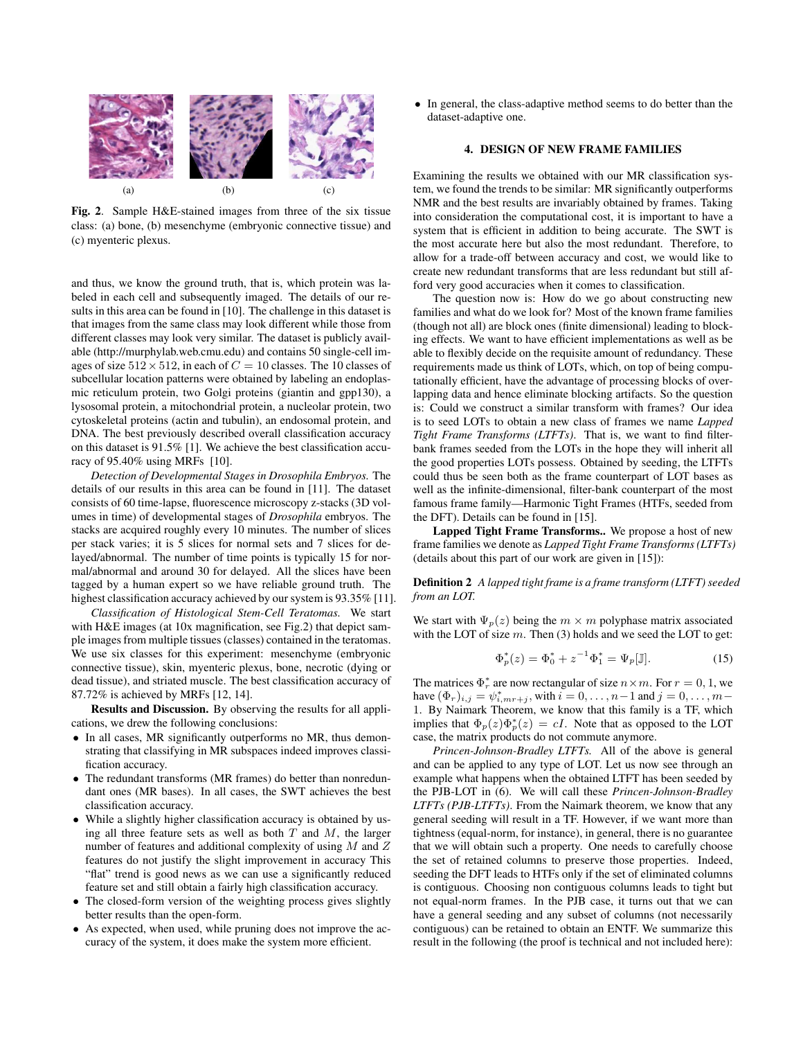(a) (b) (c)

**Fig. 2**. Sample H&E-stained images from three of the six tissue class: (a) bone, (b) mesenchyme (embryonic connective tissue) and (c) myenteric plexus.

and thus, we know the ground truth, that is, which protein was labeled in each cell and subsequently imaged. The details of our results in this area can be found in [10]. The challenge in this dataset is that images from the same class may look different while those from different classes may look very similar. The dataset is publicly available (http://murphylab.web.cmu.edu) and contains 50 single-cell images of size $512 \times 512$, in each of $C = 10$ classes. The 10 classes of subcellular location patterns were obtained by labeling an endoplasmic reticulum protein, two Golgi proteins (giantin and gpp130), a lysosomal protein, a mitochondrial protein, a nucleolar protein, two cytoskeletal proteins (actin and tubulin), an endosomal protein, and DNA. The best previously described overall classification accuracy on this dataset is 91.5% [1]. We achieve the best classification accuracy of 95.40% using MRFs [10].

*Detection of Developmental Stages in Drosophila Embryos.* The details of our results in this area can be found in [11]. The dataset consists of 60 time-lapse, fluorescence microscopy z-stacks (3D volumes in time) of developmental stages of *Drosophila* embryos. The stacks are acquired roughly every 10 minutes. The number of slices per stack varies; it is 5 slices for normal sets and 7 slices for delayed/abnormal. The number of time points is typically 15 for normal/abnormal and around 30 for delayed. All the slices have been tagged by a human expert so we have reliable ground truth. The highest classification accuracy achieved by our system is 93.35% [11].

*Classification of Histological Stem-Cell Teratomas.* We start with H&E images (at 10x magnification, see Fig.2) that depict sample images from multiple tissues (classes) contained in the teratomas. We use six classes for this experiment: mesenchyme (embryonic connective tissue), skin, myenteric plexus, bone, necrotic (dying or dead tissue), and striated muscle. The best classification accuracy of 87.72% is achieved by MRFs [12, 14].

**Results and Discussion.** By observing the results for all applications, we drew the following conclusions:

- In all cases, MR significantly outperforms no MR, thus demonstrating that classifying in MR subspaces indeed improves classification accuracy.
- The redundant transforms (MR frames) do better than nonredundant ones (MR bases). In all cases, the SWT achieves the best classification accuracy.
- While a slightly higher classification accuracy is obtained by using all three feature sets as well as both $T$ and $M$, the larger number of features and additional complexity of using $M$ and $Z$ features do not justify the slight improvement in accuracy This "flat" trend is good news as we can use a significantly reduced feature set and still obtain a fairly high classification accuracy.
- The closed-form version of the weighting process gives slightly better results than the open-form.
- As expected, when used, while pruning does not improve the accuracy of the system, it does make the system more efficient.
- In general, the class-adaptive method seems to do better than the dataset-adaptive one.

## 4. DESIGN OF NEW FRAME FAMILIES

Examining the results we obtained with our MR classification system, we found the trends to be similar: MR significantly outperforms NMR and the best results are invariably obtained by frames. Taking into consideration the computational cost, it is important to have a system that is efficient in addition to being accurate. The SWT is the most accurate here but also the most redundant. Therefore, to allow for a trade-off between accuracy and cost, we would like to create new redundant transforms that are less redundant but still afford very good accuracies when it comes to classification.

The question now is: How do we go about constructing new families and what do we look for? Most of the known frame families (though not all) are block ones (finite dimensional) leading to blocking effects. We want to have efficient implementations as well as be able to flexibly decide on the requisite amount of redundancy. These requirements made us think of LOTs, which, on top of being computationally efficient, have the advantage of processing blocks of overlapping data and hence eliminate blocking artifacts. So the question is: Could we construct a similar transform with frames? Our idea is to seed LOTs to obtain a new class of frames we name *Lapped Tight Frame Transforms (LTFTs)*. That is, we want to find filter-bank frames seeded from the LOTs in the hope they will inherit all the good properties LOTs possess. Obtained by seeding, the LTFTs could thus be seen both as the frame counterpart of LOT bases as well as the infinite-dimensional, filter-bank counterpart of the most famous frame family—Harmonic Tight Frames (HTFs, seeded from the DFT). Details can be found in [15].

**Lapped Tight Frame Transforms..** We propose a host of new frame families we denote as *Lapped Tight Frame Transforms (LTFTs)* (details about this part of our work are given in [15]):

**Definition 2** *A lapped tight frame is a frame transform (LTFT) seeded from an LOT.*

We start with $\Psi_p(z)$ being the $m \times m$ polyphase matrix associated with the LOT of size $m$. Then (3) holds and we seed the LOT to get:

$$\Phi_p^*(z) = \Phi_0^* + z^{-1}\Phi_1^* = \Psi_p[\mathbb{J}]. \tag{15}$$

The matrices $\Phi_r^*$ are now rectangular of size $n \times m$. For $r = 0, 1$, we have $(\Phi_r)_{i,j} = \psi^*_{i,mr+j}$, with $i = 0, \ldots, n-1$ and $j = 0, \ldots, m-1$. By Naimark Theorem, we know that this family is a TF, which implies that $\Phi_p(z)\Phi_p^*(z) = cI$. Note that as opposed to the LOT case, the matrix products do not commute anymore.

*Princen-Johnson-Bradley LTFTs.* All of the above is general and can be applied to any type of LOT. Let us now see through an example what happens when the obtained LTFT has been seeded by the PJB-LOT in (6). We will call these *Princen-Johnson-Bradley LTFTs (PJB-LTFTs)*. From the Naimark theorem, we know that any general seeding will result in a TF. However, if we want more than tightness (equal-norm, for instance), in general, there is no guarantee that we will obtain such a property. One needs to carefully choose the set of retained columns to preserve those properties. Indeed, seeding the DFT leads to HTFs only if the set of eliminated columns is contiguous. Choosing non contiguous columns leads to tight but not equal-norm frames. In the PJB case, it turns out that we can have a general seeding and any subset of columns (not necessarily contiguous) can be retained to obtain an ENTF. We summarize this result in the following (the proof is technical and not included here):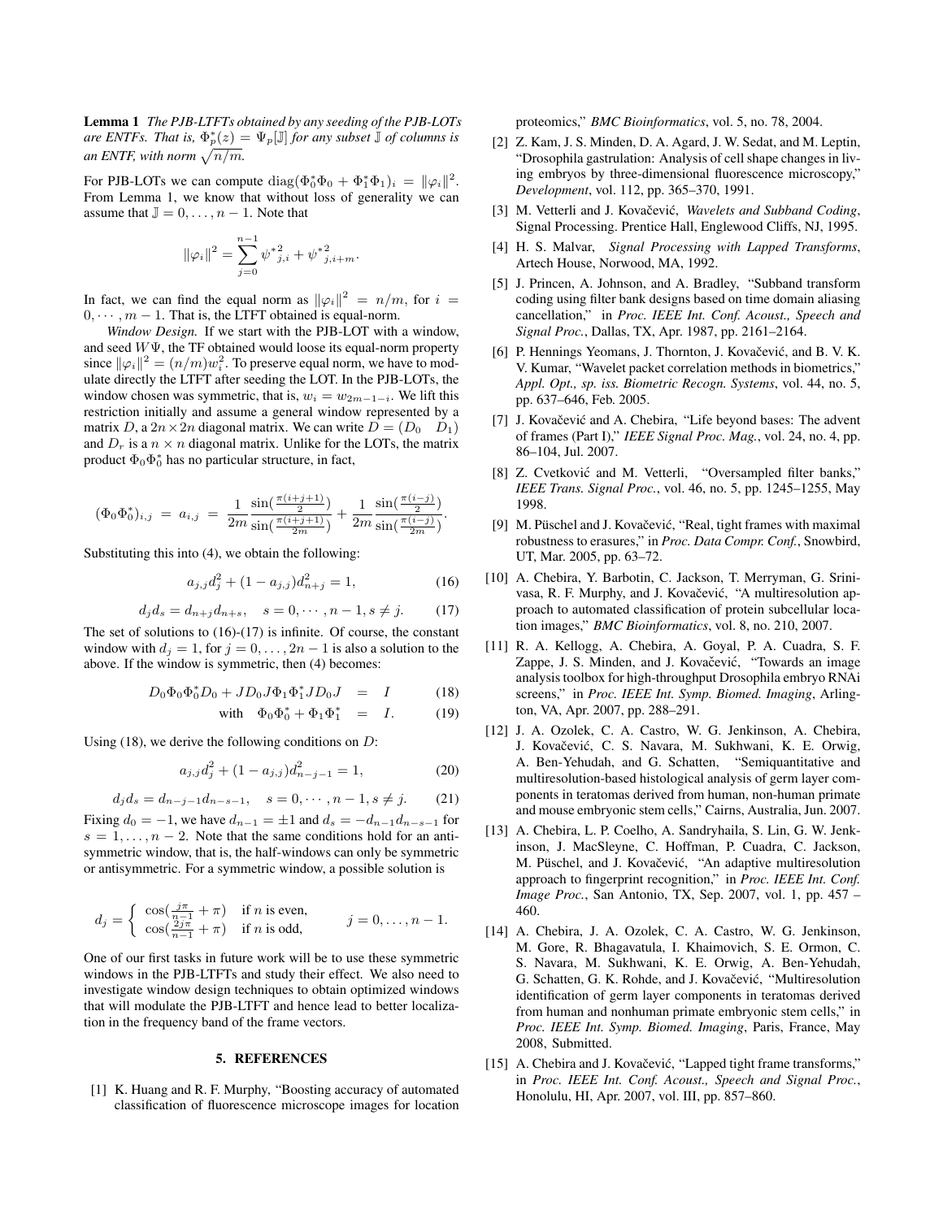**Lemma 1** *The PJB-LTFTs obtained by any seeding of the PJB-LOTs are ENTFs. That is, $\Phi_p^*(z) = \Psi_p[\mathbb{J}]$ for any subset $\mathbb{J}$ of columns is an ENTF, with norm $\sqrt{n/m}$.*

For PJB-LOTs we can compute $\mathrm{diag}(\Phi_0^*\Phi_0 + \Phi_1^*\Phi_1)_i = \|\varphi_i\|^2$. From Lemma 1, we know that without loss of generality we can assume that $\mathbb{J} = 0, \ldots, n-1$. Note that

$$\|\varphi_i\|^2 = \sum_{j=0}^{n-1} {\psi^*}_{j,i}^2 + {\psi^*}_{j,i+m}^2.$$

In fact, we can find the equal norm as $\|\varphi_i\|^2 = n/m$, for $i = 0, \cdots, m-1$. That is, the LTFT obtained is equal-norm.

*Window Design.* If we start with the PJB-LOT with a window, and seed $W\Psi$, the TF obtained would loose its equal-norm property since $\|\varphi_i\|^2 = (n/m)w_i^2$. To preserve equal norm, we have to modulate directly the LTFT after seeding the LOT. In the PJB-LOTs, the window chosen was symmetric, that is, $w_i = w_{2m-1-i}$. We lift this restriction initially and assume a general window represented by a matrix $D$, a $2n \times 2n$ diagonal matrix. We can write $D = (D_0 \quad D_1)$ and $D_r$ is a $n \times n$ diagonal matrix. Unlike for the LOTs, the matrix product $\Phi_0\Phi_0^*$ has no particular structure, in fact,

$$(\Phi_0\Phi_0^*)_{i,j} \;=\; a_{i,j} \;=\; \frac{1}{2m}\frac{\sin(\frac{\pi(i+j+1)}{2})}{\sin(\frac{\pi(i+j+1)}{2m})} + \frac{1}{2m}\frac{\sin(\frac{\pi(i-j)}{2})}{\sin(\frac{\pi(i-j)}{2m})}.$$

Substituting this into (4), we obtain the following:

$$a_{j,j}d_j^2 + (1-a_{j,j})d_{n+j}^2 = 1, \tag{16}$$

$$d_j d_s = d_{n+j}d_{n+s}, \quad s = 0, \cdots, n-1, s \neq j. \tag{17}$$

The set of solutions to (16)-(17) is infinite. Of course, the constant window with $d_j = 1$, for $j = 0, \ldots, 2n-1$ is also a solution to the above. If the window is symmetric, then (4) becomes:

$$D_0\Phi_0\Phi_0^*D_0 + JD_0J\Phi_1\Phi_1^*JD_0J \;=\; I \tag{18}$$

$$\text{with} \quad \Phi_0\Phi_0^* + \Phi_1\Phi_1^* \;=\; I. \tag{19}$$

Using (18), we derive the following conditions on $D$:

$$a_{j,j}d_j^2 + (1-a_{j,j})d_{n-j-1}^2 = 1, \tag{20}$$

$$d_j d_s = d_{n-j-1}d_{n-s-1}, \quad s = 0, \cdots, n-1, s \neq j. \tag{21}$$

Fixing $d_0 = -1$, we have $d_{n-1} = \pm 1$ and $d_s = -d_{n-1}d_{n-s-1}$ for $s = 1, \ldots, n-2$. Note that the same conditions hold for an antisymmetric window, that is, the half-windows can only be symmetric or antisymmetric. For a symmetric window, a possible solution is

$$d_j = \begin{cases} \cos(\frac{j\pi}{n-1} + \pi) & \text{if } n \text{ is even,} \\ \cos(\frac{2j\pi}{n-1} + \pi) & \text{if } n \text{ is odd,} \end{cases} \qquad j = 0, \ldots, n-1.$$

One of our first tasks in future work will be to use these symmetric windows in the PJB-LTFTs and study their effect. We also need to investigate window design techniques to obtain optimized windows that will modulate the PJB-LTFT and hence lead to better localization in the frequency band of the frame vectors.

## 5. REFERENCES

[1] K. Huang and R. F. Murphy, "Boosting accuracy of automated classification of fluorescence microscope images for location proteomics," *BMC Bioinformatics*, vol. 5, no. 78, 2004.

[2] Z. Kam, J. S. Minden, D. A. Agard, J. W. Sedat, and M. Leptin, "Drosophila gastrulation: Analysis of cell shape changes in living embryos by three-dimensional fluorescence microscopy," *Development*, vol. 112, pp. 365–370, 1991.

[3] M. Vetterli and J. Kovačević, *Wavelets and Subband Coding*, Signal Processing. Prentice Hall, Englewood Cliffs, NJ, 1995.

[4] H. S. Malvar, *Signal Processing with Lapped Transforms*, Artech House, Norwood, MA, 1992.

[5] J. Princen, A. Johnson, and A. Bradley, "Subband transform coding using filter bank designs based on time domain aliasing cancellation," in *Proc. IEEE Int. Conf. Acoust., Speech and Signal Proc.*, Dallas, TX, Apr. 1987, pp. 2161–2164.

[6] P. Hennings Yeomans, J. Thornton, J. Kovačević, and B. V. K. V. Kumar, "Wavelet packet correlation methods in biometrics," *Appl. Opt., sp. iss. Biometric Recogn. Systems*, vol. 44, no. 5, pp. 637–646, Feb. 2005.

[7] J. Kovačević and A. Chebira, "Life beyond bases: The advent of frames (Part I)," *IEEE Signal Proc. Mag.*, vol. 24, no. 4, pp. 86–104, Jul. 2007.

[8] Z. Cvetković and M. Vetterli, "Oversampled filter banks," *IEEE Trans. Signal Proc.*, vol. 46, no. 5, pp. 1245–1255, May 1998.

[9] M. Püschel and J. Kovačević, "Real, tight frames with maximal robustness to erasures," in *Proc. Data Compr. Conf.*, Snowbird, UT, Mar. 2005, pp. 63–72.

[10] A. Chebira, Y. Barbotin, C. Jackson, T. Merryman, G. Srinivasa, R. F. Murphy, and J. Kovačević, "A multiresolution approach to automated classification of protein subcellular location images," *BMC Bioinformatics*, vol. 8, no. 210, 2007.

[11] R. A. Kellogg, A. Chebira, A. Goyal, P. A. Cuadra, S. F. Zappe, J. S. Minden, and J. Kovačević, "Towards an image analysis toolbox for high-throughput Drosophila embryo RNAi screens," in *Proc. IEEE Int. Symp. Biomed. Imaging*, Arlington, VA, Apr. 2007, pp. 288–291.

[12] J. A. Ozolek, C. A. Castro, W. G. Jenkinson, A. Chebira, J. Kovačević, C. S. Navara, M. Sukhwani, K. E. Orwig, A. Ben-Yehudah, and G. Schatten, "Semiquantitative and multiresolution-based histological analysis of germ layer components in teratomas derived from human, non-human primate and mouse embryonic stem cells," Cairns, Australia, Jun. 2007.

[13] A. Chebira, L. P. Coelho, A. Sandryhaila, S. Lin, G. W. Jenkinson, J. MacSleyne, C. Hoffman, P. Cuadra, C. Jackson, M. Püschel, and J. Kovačević, "An adaptive multiresolution approach to fingerprint recognition," in *Proc. IEEE Int. Conf. Image Proc.*, San Antonio, TX, Sep. 2007, vol. 1, pp. 457 – 460.

[14] A. Chebira, J. A. Ozolek, C. A. Castro, W. G. Jenkinson, M. Gore, R. Bhagavatula, I. Khaimovich, S. E. Ormon, C. S. Navara, M. Sukhwani, K. E. Orwig, A. Ben-Yehudah, G. Schatten, G. K. Rohde, and J. Kovačević, "Multiresolution identification of germ layer components in teratomas derived from human and nonhuman primate embryonic stem cells," in *Proc. IEEE Int. Symp. Biomed. Imaging*, Paris, France, May 2008, Submitted.

[15] A. Chebira and J. Kovačević, "Lapped tight frame transforms," in *Proc. IEEE Int. Conf. Acoust., Speech and Signal Proc.*, Honolulu, HI, Apr. 2007, vol. III, pp. 857–860.